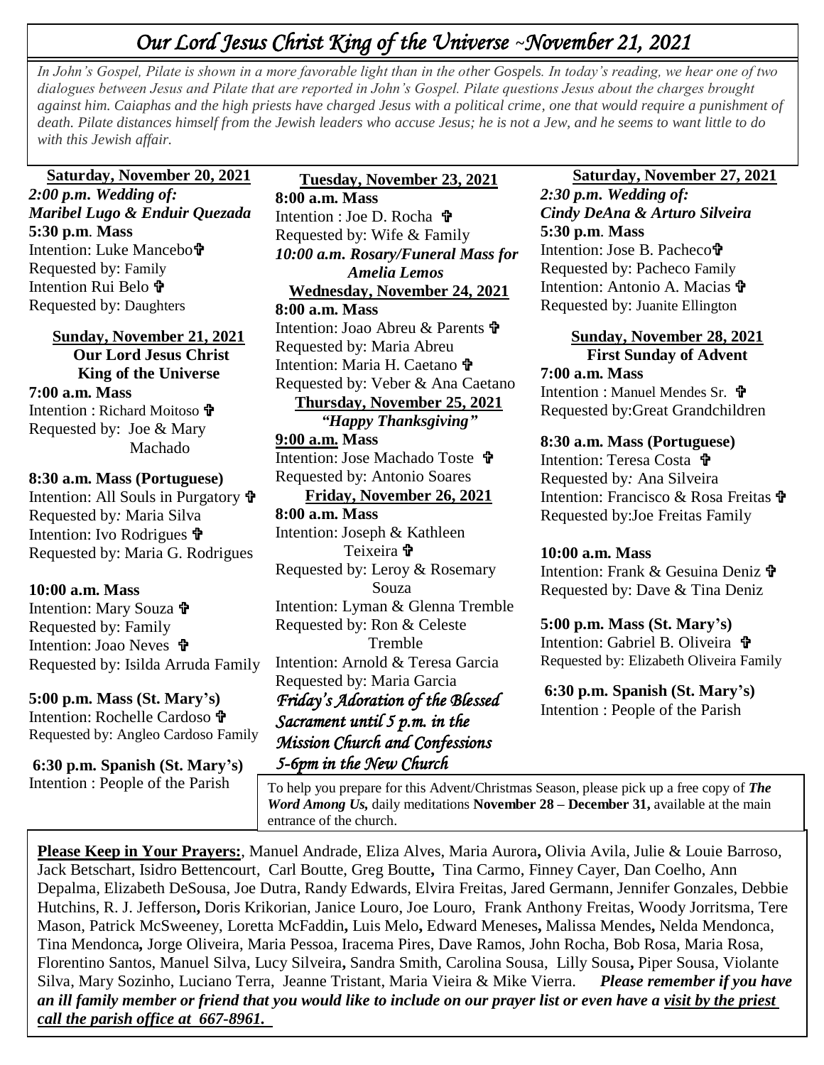# *Our Lord Jesus Christ King of the Universe ~November 21, 2021*

*In John's Gospel, Pilate is shown in a more favorable light than in the other Gospels. In today's reading, we hear one of two dialogues between Jesus and Pilate that are reported in John's Gospel. Pilate questions Jesus about the charges brought against him. Caiaphas and the high priests have charged Jesus with a political crime, one that would require a punishment of death. Pilate distances himself from the Jewish leaders who accuse Jesus; he is not a Jew, and he seems to want little to do with this Jewish affair.*

**Saturday, November 20, 2021**

***2:00 p.m. Wedding of: Maribel Lugo & Enduir Quezada***

**5:30 p.m. Mass**
Intention: Luke Mancebo ✞
Requested by: Family
Intention Rui Belo ✞
Requested by: Daughters

**Sunday, November 21, 2021**
**Our Lord Jesus Christ King of the Universe**

**7:00 a.m. Mass**
Intention : Richard Moitoso ✞
Requested by: Joe & Mary Machado

**8:30 a.m. Mass (Portuguese)**
Intention: All Souls in Purgatory ✞
Requested by: Maria Silva
Intention: Ivo Rodrigues ✞
Requested by: Maria G. Rodrigues

**10:00 a.m. Mass**
Intention: Mary Souza ✞
Requested by: Family
Intention: Joao Neves ✞
Requested by: Isilda Arruda Family

**5:00 p.m. Mass (St. Mary's)**
Intention: Rochelle Cardoso ✞
Requested by: Angleo Cardoso Family

**6:30 p.m. Spanish (St. Mary's)**
Intention : People of the Parish

**Tuesday, November 23, 2021**

**8:00 a.m. Mass**
Intention : Joe D. Rocha ✞
Requested by: Wife & Family

***10:00 a.m. Rosary/Funeral Mass for Amelia Lemos***

**Wednesday, November 24, 2021**

**8:00 a.m. Mass**
Intention: Joao Abreu & Parents ✞
Requested by: Maria Abreu
Intention: Maria H. Caetano ✞
Requested by: Veber & Ana Caetano

**Thursday, November 25, 2021**
***"Happy Thanksgiving"***

**9:00 a.m. Mass**
Intention: Jose Machado Toste ✞
Requested by: Antonio Soares

**Friday, November 26, 2021**

**8:00 a.m. Mass**
Intention: Joseph & Kathleen Teixeira ✞
Requested by: Leroy & Rosemary Souza
Intention: Lyman & Glenna Tremble
Requested by: Ron & Celeste Tremble
Intention: Arnold & Teresa Garcia
Requested by: Maria Garcia

*Friday's Adoration of the Blessed Sacrament until 5 p.m. in the Mission Church and Confessions 5-6pm in the New Church*

**Saturday, November 27, 2021**

***2:30 p.m. Wedding of: Cindy DeAna & Arturo Silveira***

**5:30 p.m. Mass**
Intention: Jose B. Pacheco ✞
Requested by: Pacheco Family
Intention: Antonio A. Macias ✞
Requested by: Juanite Ellington

**Sunday, November 28, 2021**
**First Sunday of Advent**

**7:00 a.m. Mass**
Intention : Manuel Mendes Sr. ✞
Requested by: Great Grandchildren

**8:30 a.m. Mass (Portuguese)**
Intention: Teresa Costa ✞
Requested by: Ana Silveira
Intention: Francisco & Rosa Freitas ✞
Requested by: Joe Freitas Family

**10:00 a.m. Mass**
Intention: Frank & Gesuina Deniz ✞
Requested by: Dave & Tina Deniz

**5:00 p.m. Mass (St. Mary's)**
Intention: Gabriel B. Oliveira ✞
Requested by: Elizabeth Oliveira Family

**6:30 p.m. Spanish (St. Mary's)**
Intention : People of the Parish

To help you prepare for this Advent/Christmas Season, please pick up a free copy of ***The Word Among Us,*** daily meditations **November 28 – December 31,** available at the main entrance of the church.

**Please Keep in Your Prayers:**, Manuel Andrade, Eliza Alves, Maria Aurora**,** Olivia Avila, Julie & Louie Barroso, Jack Betschart, Isidro Bettencourt, Carl Boutte, Greg Boutte**,** Tina Carmo, Finney Cayer, Dan Coelho, Ann Depalma, Elizabeth DeSousa, Joe Dutra, Randy Edwards, Elvira Freitas, Jared Germann, Jennifer Gonzales, Debbie Hutchins, R. J. Jefferson**,** Doris Krikorian, Janice Louro, Joe Louro, Frank Anthony Freitas, Woody Jorritsma, Tere Mason, Patrick McSweeney, Loretta McFaddin**,** Luis Melo**,** Edward Meneses**,** Malissa Mendes**,** Nelda Mendonca, Tina Mendonca**,** Jorge Oliveira, Maria Pessoa, Iracema Pires, Dave Ramos, John Rocha, Bob Rosa, Maria Rosa, Florentino Santos, Manuel Silva, Lucy Silveira**,** Sandra Smith, Carolina Sousa, Lilly Sousa**,** Piper Sousa, Violante Silva, Mary Sozinho, Luciano Terra, Jeanne Tristant, Maria Vieira & Mike Vierra. ***Please remember if you have an ill family member or friend that you would like to include on our prayer list or even have a visit by the priest call the parish office at 667-8961.***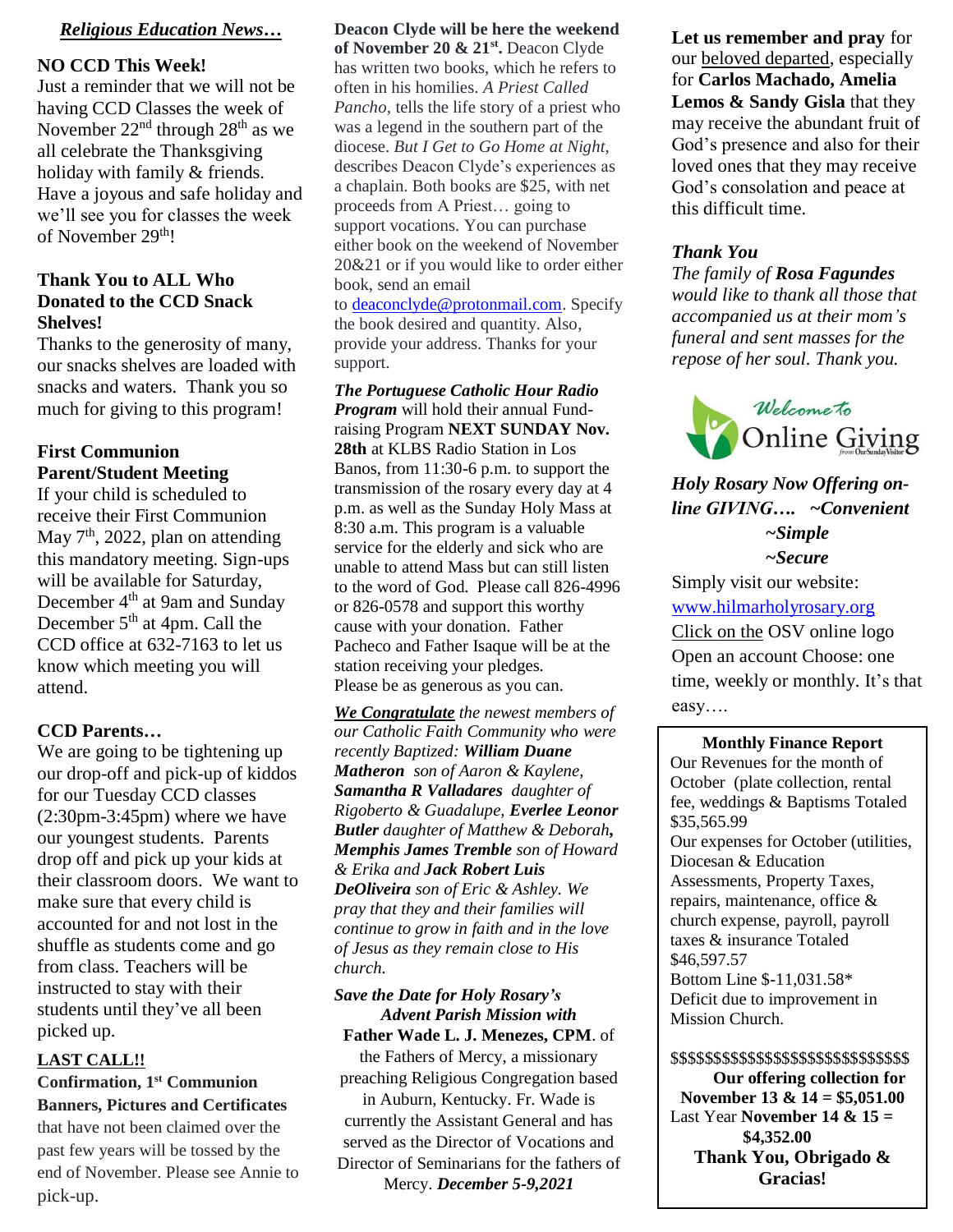## *Religious Education News…*

**NO CCD This Week!**

Just a reminder that we will not be having CCD Classes the week of November 22nd through 28th as we all celebrate the Thanksgiving holiday with family & friends. Have a joyous and safe holiday and we'll see you for classes the week of November 29th!

**Thank You to ALL Who Donated to the CCD Snack Shelves!**

Thanks to the generosity of many, our snacks shelves are loaded with snacks and waters. Thank you so much for giving to this program!

**First Communion Parent/Student Meeting**

If your child is scheduled to receive their First Communion May 7th, 2022, plan on attending this mandatory meeting. Sign-ups will be available for Saturday, December 4th at 9am and Sunday December 5th at 4pm. Call the CCD office at 632-7163 to let us know which meeting you will attend.

**CCD Parents…**

We are going to be tightening up our drop-off and pick-up of kiddos for our Tuesday CCD classes (2:30pm-3:45pm) where we have our youngest students. Parents drop off and pick up your kids at their classroom doors. We want to make sure that every child is accounted for and not lost in the shuffle as students come and go from class. Teachers will be instructed to stay with their students until they've all been picked up.

**LAST CALL!!**

**Confirmation, 1st Communion Banners, Pictures and Certificates** that have not been claimed over the past few years will be tossed by the end of November. Please see Annie to pick-up.

**Deacon Clyde will be here the weekend of November 20 & 21st.** Deacon Clyde has written two books, which he refers to often in his homilies. *A Priest Called Pancho,* tells the life story of a priest who was a legend in the southern part of the diocese. *But I Get to Go Home at Night,* describes Deacon Clyde's experiences as a chaplain. Both books are $25, with net proceeds from A Priest… going to support vocations. You can purchase either book on the weekend of November 20&21 or if you would like to order either book, send an email to deaconclyde@protonmail.com. Specify the book desired and quantity. Also, provide your address. Thanks for your support.

***The Portuguese Catholic Hour Radio Program*** will hold their annual Fund-raising Program **NEXT SUNDAY Nov. 28th** at KLBS Radio Station in Los Banos, from 11:30-6 p.m. to support the transmission of the rosary every day at 4 p.m. as well as the Sunday Holy Mass at 8:30 a.m. This program is a valuable service for the elderly and sick who are unable to attend Mass but can still listen to the word of God. Please call 826-4996 or 826-0578 and support this worthy cause with your donation. Father Pacheco and Father Isaque will be at the station receiving your pledges. Please be as generous as you can.

***We Congratulate*** *the newest members of our Catholic Faith Community who were recently Baptized:* ***William Duane Matheron*** *son of Aaron & Kaylene,* ***Samantha R Valladares*** *daughter of Rigoberto & Guadalupe,* ***Everlee Leonor Butler*** *daughter of Matthew & Deborah,* ***Memphis James Tremble*** *son of Howard & Erika and* ***Jack Robert Luis DeOliveira*** *son of Eric & Ashley. We pray that they and their families will continue to grow in faith and in the love of Jesus as they remain close to His church.*

***Save the Date for Holy Rosary's Advent Parish Mission with***
**Father Wade L. J. Menezes, CPM**. of the Fathers of Mercy, a missionary preaching Religious Congregation based in Auburn, Kentucky. Fr. Wade is currently the Assistant General and has served as the Director of Vocations and Director of Seminarians for the fathers of Mercy. ***December 5-9,2021***

**Let us remember and pray** for our beloved departed, especially for **Carlos Machado, Amelia Lemos & Sandy Gisla** that they may receive the abundant fruit of God's presence and also for their loved ones that they may receive God's consolation and peace at this difficult time.

***Thank You***

*The family of* ***Rosa Fagundes*** *would like to thank all those that accompanied us at their mom's funeral and sent masses for the repose of her soul. Thank you.*

Welcome to Online Giving

***Holy Rosary Now Offering on-line GIVING…. ~Convenient ~Simple ~Secure***

Simply visit our website: www.hilmarholyrosary.org

Click on the OSV online logo

Open an account Choose: one time, weekly or monthly. It's that easy….

**Monthly Finance Report**

Our Revenues for the month of October (plate collection, rental fee, weddings & Baptisms Totaled $35,565.99

Our expenses for October (utilities, Diocesan & Education Assessments, Property Taxes, repairs, maintenance, office & church expense, payroll, payroll taxes & insurance Totaled $46,597.57

Bottom Line $-11,031.58*

Deficit due to improvement in Mission Church.

$$$$$$$$$$$$$$$$$$$$$$$$$$$$$

**Our offering collection for November 13 & 14 = $5,051.00**

Last Year **November 14 & 15 = $4,352.00**

**Thank You, Obrigado & Gracias!**